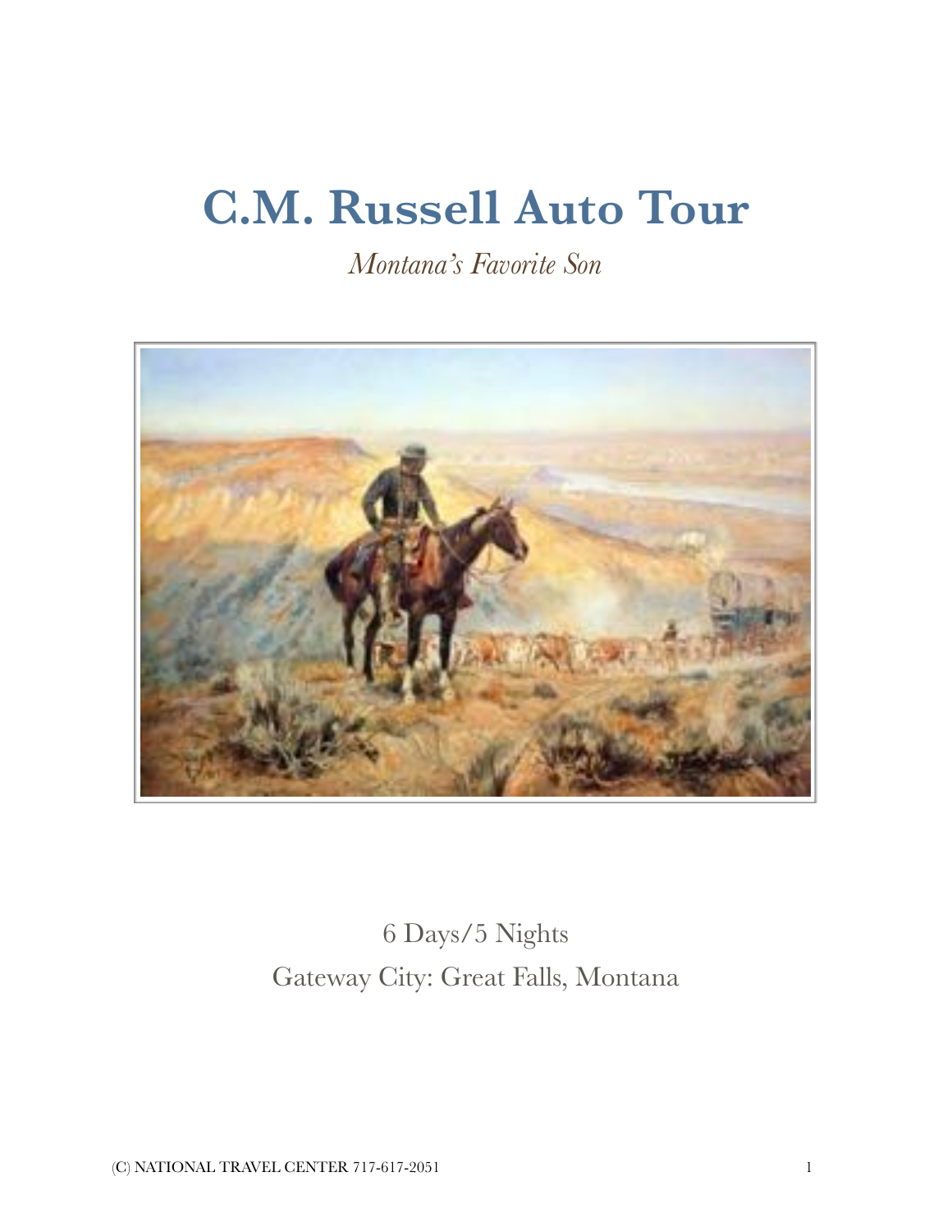# C.M. Russell Auto Tour

*Montana's Favorite Son*

6 Days/5 Nights

Gateway City: Great Falls, Montana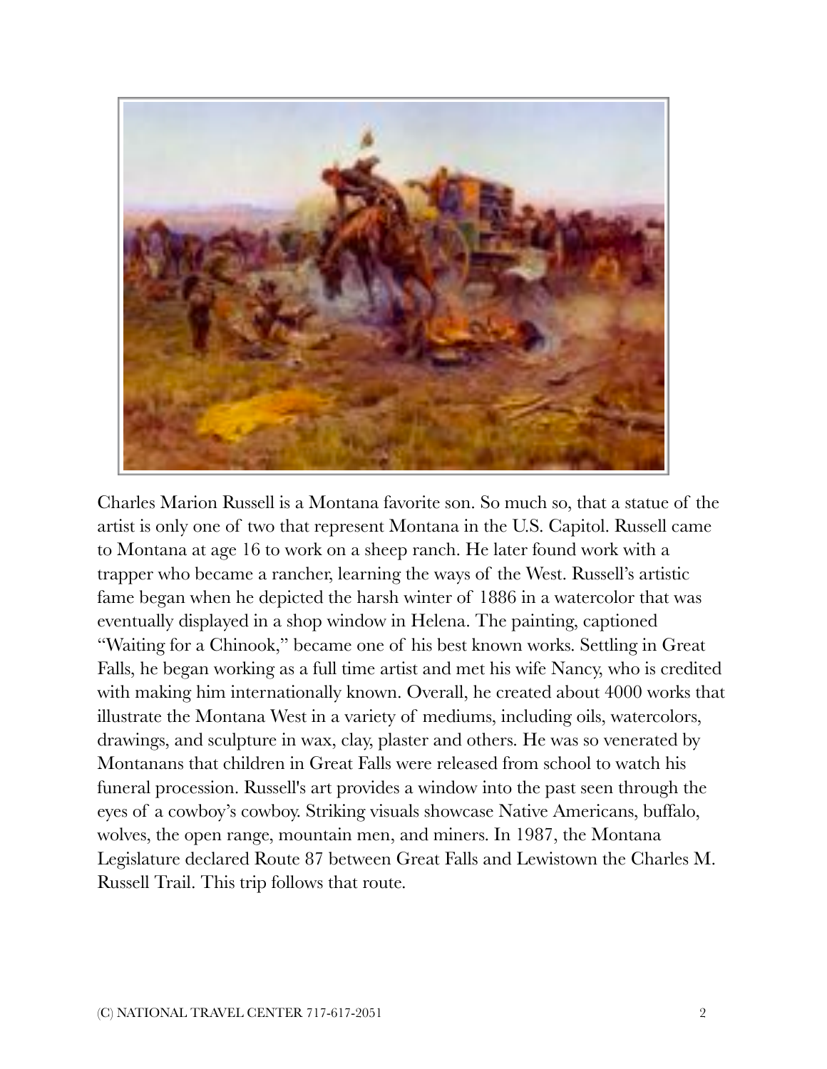Charles Marion Russell is a Montana favorite son. So much so, that a statue of the artist is only one of two that represent Montana in the U.S. Capitol. Russell came to Montana at age 16 to work on a sheep ranch. He later found work with a trapper who became a rancher, learning the ways of the West. Russell's artistic fame began when he depicted the harsh winter of 1886 in a watercolor that was eventually displayed in a shop window in Helena. The painting, captioned "Waiting for a Chinook," became one of his best known works. Settling in Great Falls, he began working as a full time artist and met his wife Nancy, who is credited with making him internationally known. Overall, he created about 4000 works that illustrate the Montana West in a variety of mediums, including oils, watercolors, drawings, and sculpture in wax, clay, plaster and others. He was so venerated by Montanans that children in Great Falls were released from school to watch his funeral procession. Russell's art provides a window into the past seen through the eyes of a cowboy's cowboy. Striking visuals showcase Native Americans, buffalo, wolves, the open range, mountain men, and miners. In 1987, the Montana Legislature declared Route 87 between Great Falls and Lewistown the Charles M. Russell Trail. This trip follows that route.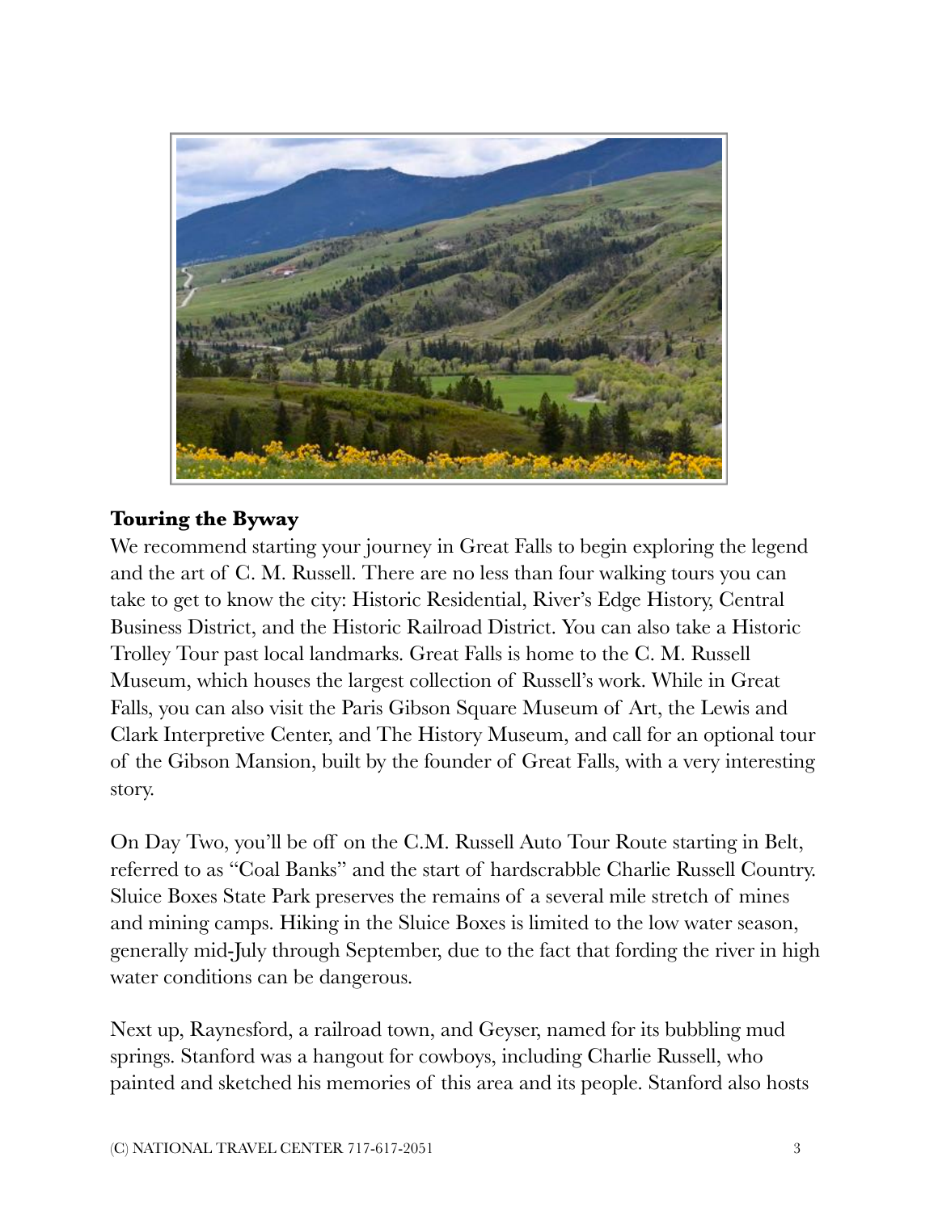**Touring the Byway**

We recommend starting your journey in Great Falls to begin exploring the legend and the art of C. M. Russell. There are no less than four walking tours you can take to get to know the city: Historic Residential, River's Edge History, Central Business District, and the Historic Railroad District. You can also take a Historic Trolley Tour past local landmarks. Great Falls is home to the C. M. Russell Museum, which houses the largest collection of Russell's work. While in Great Falls, you can also visit the Paris Gibson Square Museum of Art, the Lewis and Clark Interpretive Center, and The History Museum, and call for an optional tour of the Gibson Mansion, built by the founder of Great Falls, with a very interesting story.

On Day Two, you'll be off on the C.M. Russell Auto Tour Route starting in Belt, referred to as "Coal Banks" and the start of hardscrabble Charlie Russell Country. Sluice Boxes State Park preserves the remains of a several mile stretch of mines and mining camps. Hiking in the Sluice Boxes is limited to the low water season, generally mid-July through September, due to the fact that fording the river in high water conditions can be dangerous.

Next up, Raynesford, a railroad town, and Geyser, named for its bubbling mud springs. Stanford was a hangout for cowboys, including Charlie Russell, who painted and sketched his memories of this area and its people. Stanford also hosts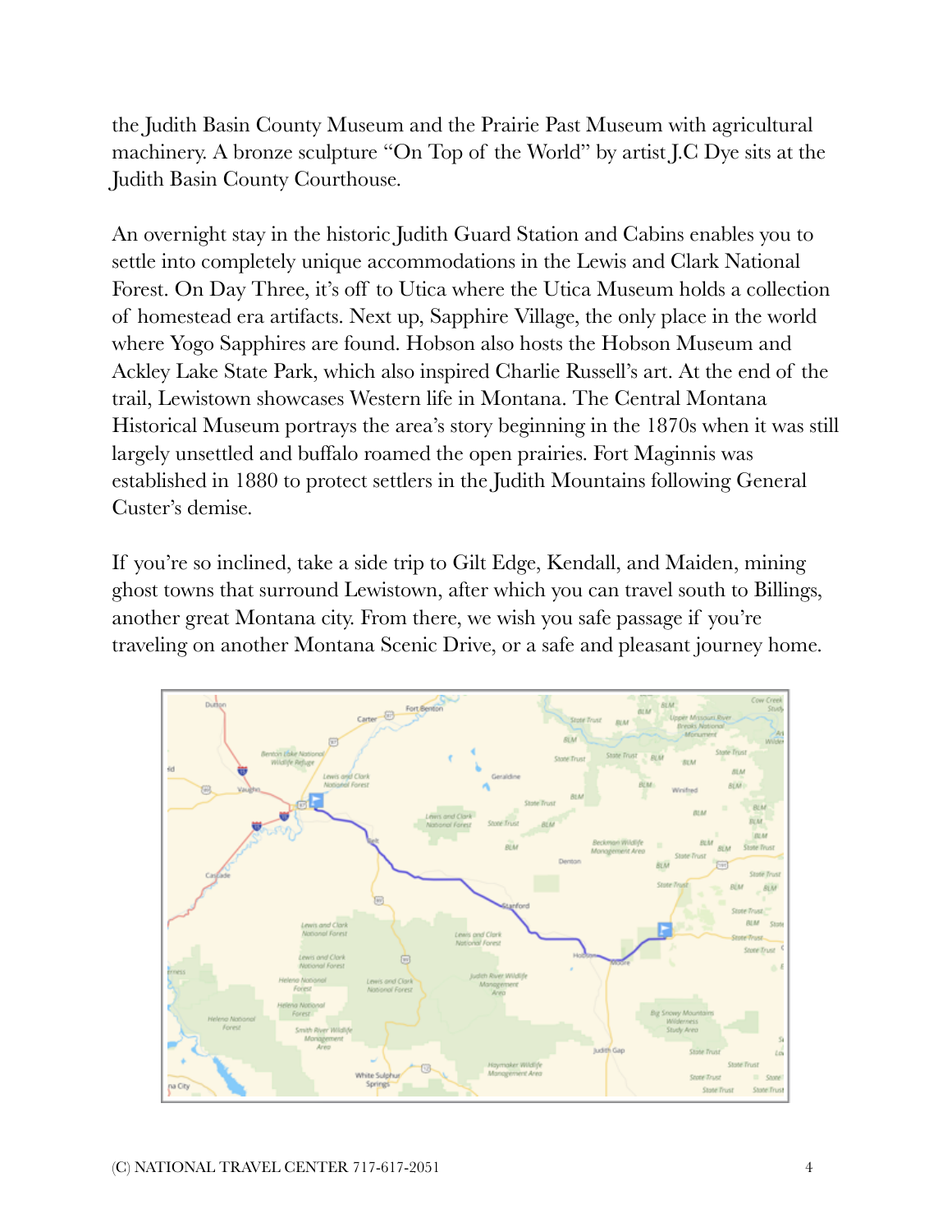the Judith Basin County Museum and the Prairie Past Museum with agricultural machinery. A bronze sculpture "On Top of the World" by artist J.C Dye sits at the Judith Basin County Courthouse.

An overnight stay in the historic Judith Guard Station and Cabins enables you to settle into completely unique accommodations in the Lewis and Clark National Forest. On Day Three, it's off to Utica where the Utica Museum holds a collection of homestead era artifacts. Next up, Sapphire Village, the only place in the world where Yogo Sapphires are found. Hobson also hosts the Hobson Museum and Ackley Lake State Park, which also inspired Charlie Russell's art. At the end of the trail, Lewistown showcases Western life in Montana. The Central Montana Historical Museum portrays the area's story beginning in the 1870s when it was still largely unsettled and buffalo roamed the open prairies. Fort Maginnis was established in 1880 to protect settlers in the Judith Mountains following General Custer's demise.

If you're so inclined, take a side trip to Gilt Edge, Kendall, and Maiden, mining ghost towns that surround Lewistown, after which you can travel south to Billings, another great Montana city. From there, we wish you safe passage if you're traveling on another Montana Scenic Drive, or a safe and pleasant journey home.

(C) NATIONAL TRAVEL CENTER 717-617-2051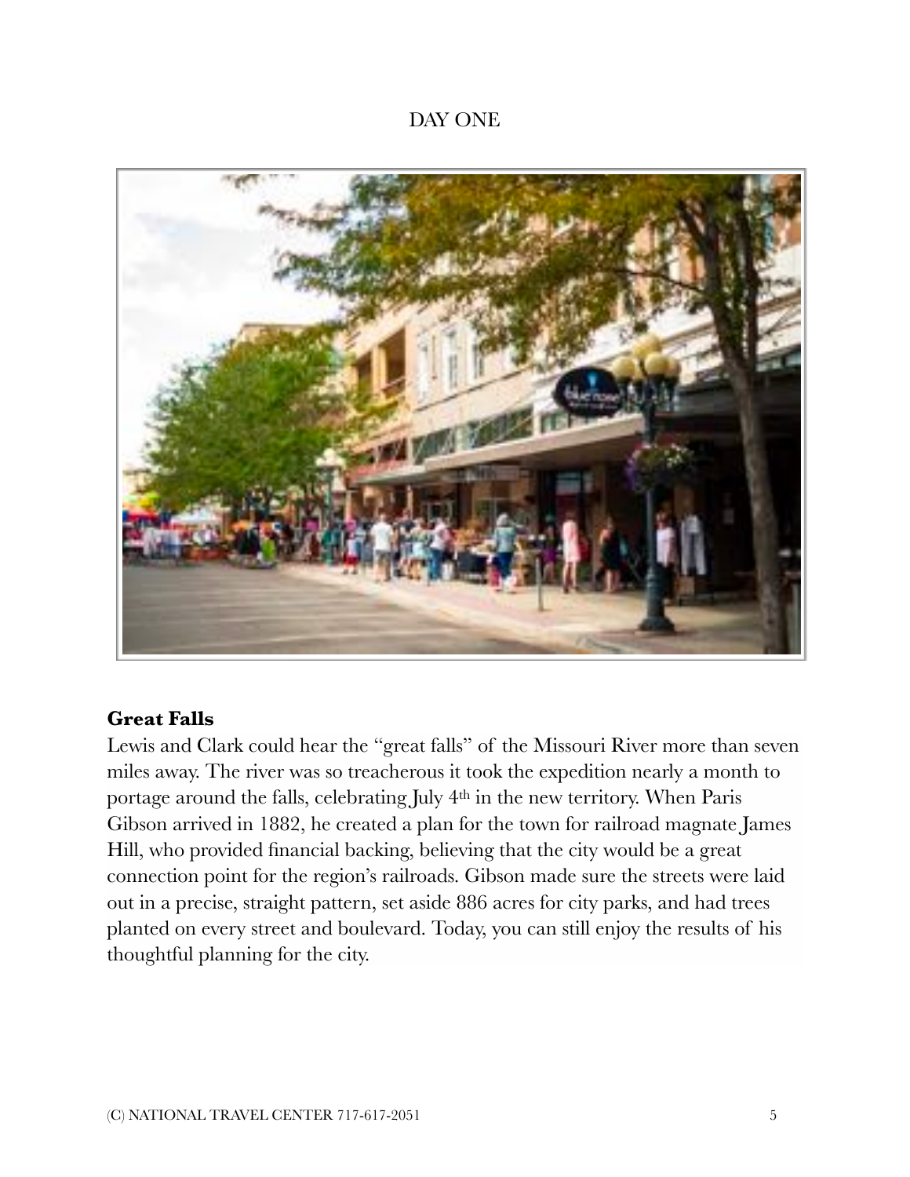DAY ONE

**Great Falls**

Lewis and Clark could hear the "great falls" of the Missouri River more than seven miles away. The river was so treacherous it took the expedition nearly a month to portage around the falls, celebrating July 4th in the new territory. When Paris Gibson arrived in 1882, he created a plan for the town for railroad magnate James Hill, who provided financial backing, believing that the city would be a great connection point for the region's railroads. Gibson made sure the streets were laid out in a precise, straight pattern, set aside 886 acres for city parks, and had trees planted on every street and boulevard. Today, you can still enjoy the results of his thoughtful planning for the city.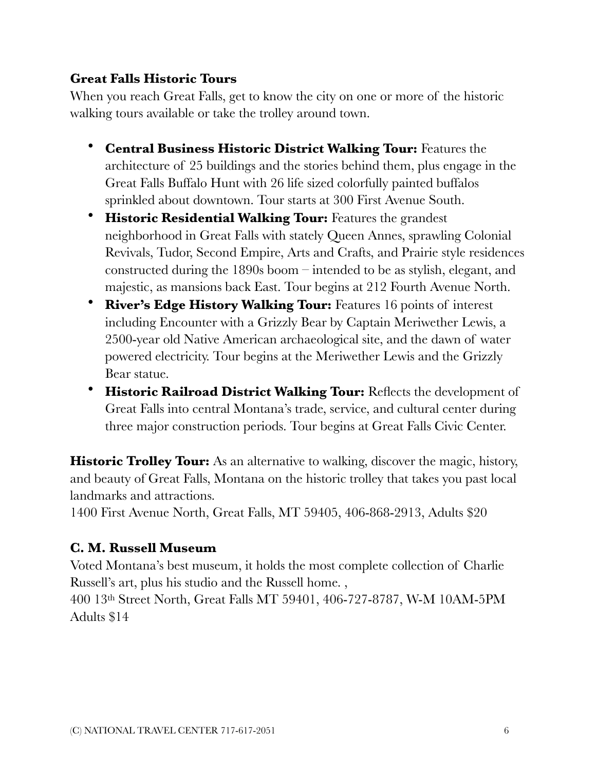**Great Falls Historic Tours**

When you reach Great Falls, get to know the city on one or more of the historic walking tours available or take the trolley around town.

- **Central Business Historic District Walking Tour:** Features the architecture of 25 buildings and the stories behind them, plus engage in the Great Falls Buffalo Hunt with 26 life sized colorfully painted buffalos sprinkled about downtown. Tour starts at 300 First Avenue South.
- **Historic Residential Walking Tour:** Features the grandest neighborhood in Great Falls with stately Queen Annes, sprawling Colonial Revivals, Tudor, Second Empire, Arts and Crafts, and Prairie style residences constructed during the 1890s boom – intended to be as stylish, elegant, and majestic, as mansions back East. Tour begins at 212 Fourth Avenue North.
- **River's Edge History Walking Tour:** Features 16 points of interest including Encounter with a Grizzly Bear by Captain Meriwether Lewis, a 2500-year old Native American archaeological site, and the dawn of water powered electricity. Tour begins at the Meriwether Lewis and the Grizzly Bear statue.
- **Historic Railroad District Walking Tour:** Reflects the development of Great Falls into central Montana's trade, service, and cultural center during three major construction periods. Tour begins at Great Falls Civic Center.

**Historic Trolley Tour:** As an alternative to walking, discover the magic, history, and beauty of Great Falls, Montana on the historic trolley that takes you past local landmarks and attractions.
1400 First Avenue North, Great Falls, MT 59405, 406-868-2913, Adults $20

**C. M. Russell Museum**

Voted Montana's best museum, it holds the most complete collection of Charlie Russell's art, plus his studio and the Russell home. ,
400 13th Street North, Great Falls MT 59401, 406-727-8787, W-M 10AM-5PM
Adults $14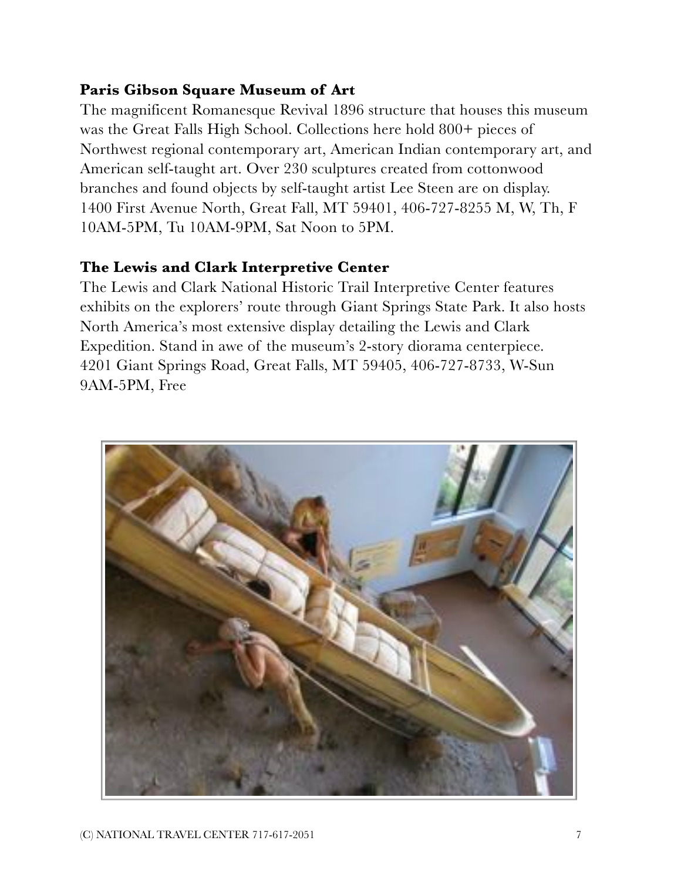**Paris Gibson Square Museum of Art**

The magnificent Romanesque Revival 1896 structure that houses this museum was the Great Falls High School. Collections here hold 800+ pieces of Northwest regional contemporary art, American Indian contemporary art, and American self-taught art. Over 230 sculptures created from cottonwood branches and found objects by self-taught artist Lee Steen are on display. 1400 First Avenue North, Great Fall, MT 59401, 406-727-8255 M, W, Th, F 10AM-5PM, Tu 10AM-9PM, Sat Noon to 5PM.

**The Lewis and Clark Interpretive Center**

The Lewis and Clark National Historic Trail Interpretive Center features exhibits on the explorers' route through Giant Springs State Park. It also hosts North America's most extensive display detailing the Lewis and Clark Expedition. Stand in awe of the museum's 2-story diorama centerpiece. 4201 Giant Springs Road, Great Falls, MT 59405, 406-727-8733, W-Sun 9AM-5PM, Free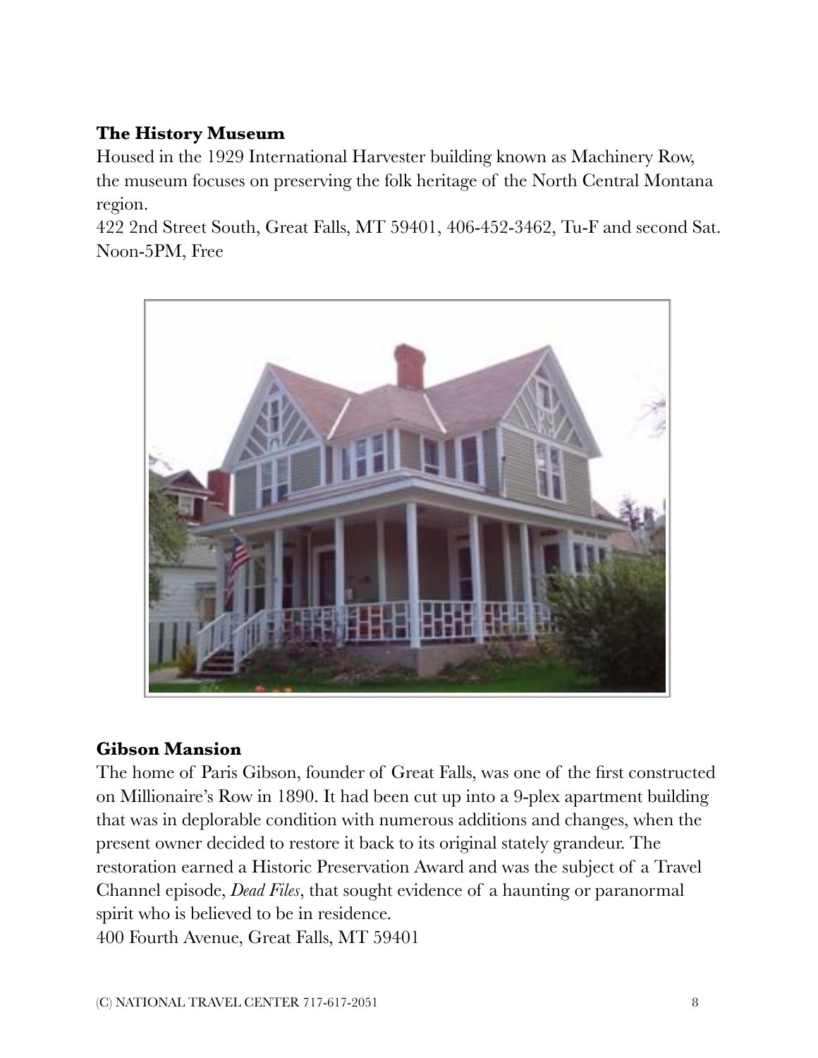**The History Museum**

Housed in the 1929 International Harvester building known as Machinery Row, the museum focuses on preserving the folk heritage of the North Central Montana region.

422 2nd Street South, Great Falls, MT 59401, 406-452-3462, Tu-F and second Sat. Noon-5PM, Free

**Gibson Mansion**

The home of Paris Gibson, founder of Great Falls, was one of the first constructed on Millionaire's Row in 1890. It had been cut up into a 9-plex apartment building that was in deplorable condition with numerous additions and changes, when the present owner decided to restore it back to its original stately grandeur. The restoration earned a Historic Preservation Award and was the subject of a Travel Channel episode, *Dead Files*, that sought evidence of a haunting or paranormal spirit who is believed to be in residence.

400 Fourth Avenue, Great Falls, MT 59401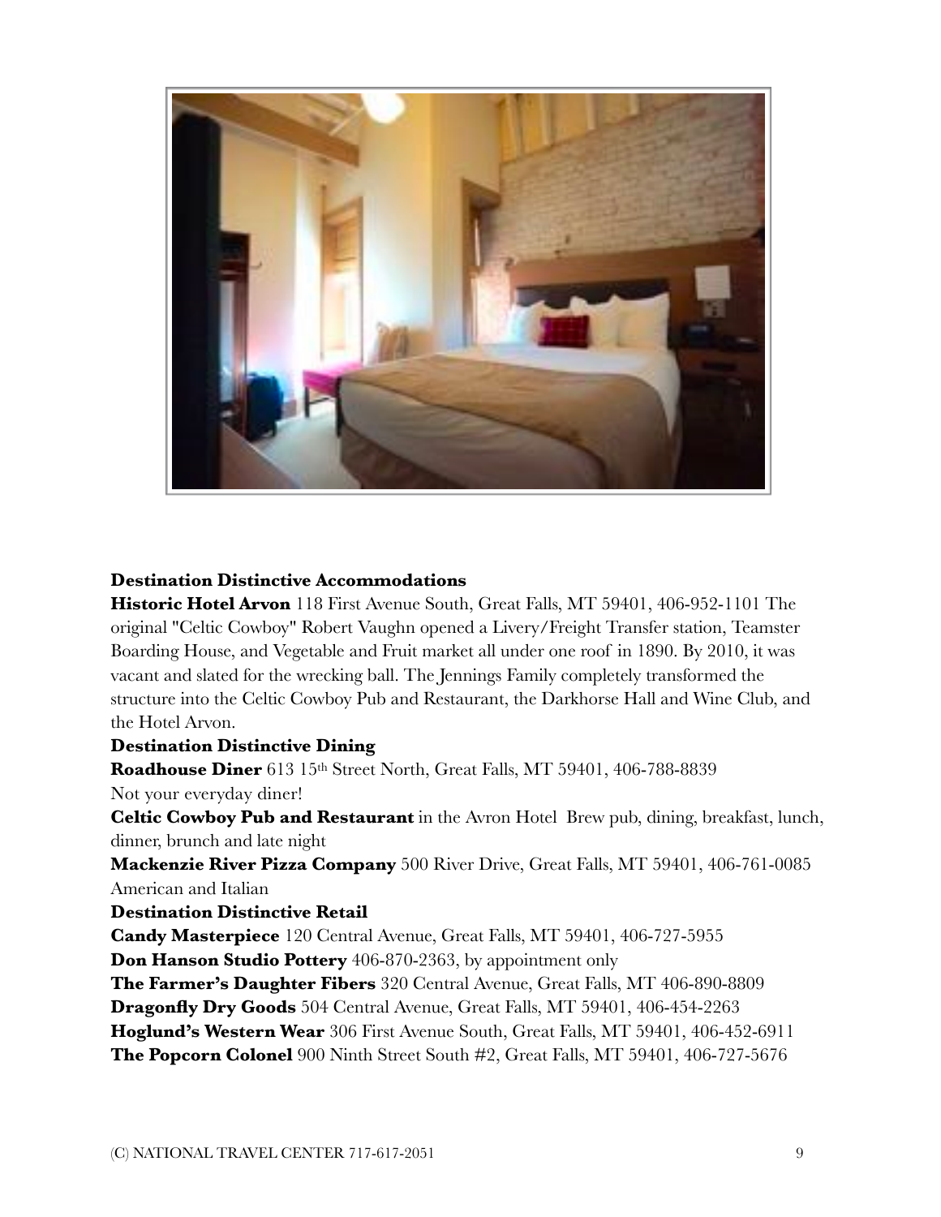**Destination Distinctive Accommodations**

**Historic Hotel Arvon** 118 First Avenue South, Great Falls, MT 59401, 406-952-1101 The original "Celtic Cowboy" Robert Vaughn opened a Livery/Freight Transfer station, Teamster Boarding House, and Vegetable and Fruit market all under one roof in 1890. By 2010, it was vacant and slated for the wrecking ball. The Jennings Family completely transformed the structure into the Celtic Cowboy Pub and Restaurant, the Darkhorse Hall and Wine Club, and the Hotel Arvon.

**Destination Distinctive Dining**

**Roadhouse Diner** 613 15th Street North, Great Falls, MT 59401, 406-788-8839
Not your everyday diner!

**Celtic Cowboy Pub and Restaurant** in the Avron Hotel Brew pub, dining, breakfast, lunch, dinner, brunch and late night

**Mackenzie River Pizza Company** 500 River Drive, Great Falls, MT 59401, 406-761-0085
American and Italian

**Destination Distinctive Retail**

**Candy Masterpiece** 120 Central Avenue, Great Falls, MT 59401, 406-727-5955

**Don Hanson Studio Pottery** 406-870-2363, by appointment only

**The Farmer's Daughter Fibers** 320 Central Avenue, Great Falls, MT 406-890-8809

**Dragonfly Dry Goods** 504 Central Avenue, Great Falls, MT 59401, 406-454-2263

**Hoglund's Western Wear** 306 First Avenue South, Great Falls, MT 59401, 406-452-6911

**The Popcorn Colonel** 900 Ninth Street South #2, Great Falls, MT 59401, 406-727-5676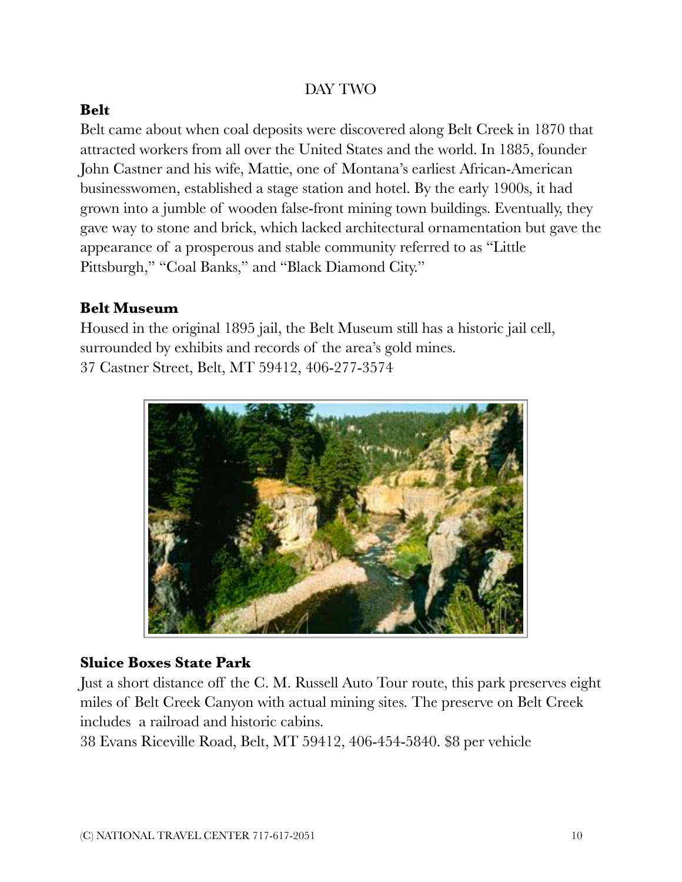DAY TWO

**Belt**

Belt came about when coal deposits were discovered along Belt Creek in 1870 that attracted workers from all over the United States and the world. In 1885, founder John Castner and his wife, Mattie, one of Montana's earliest African-American businesswomen, established a stage station and hotel. By the early 1900s, it had grown into a jumble of wooden false-front mining town buildings. Eventually, they gave way to stone and brick, which lacked architectural ornamentation but gave the appearance of a prosperous and stable community referred to as "Little Pittsburgh," "Coal Banks," and "Black Diamond City."

**Belt Museum**

Housed in the original 1895 jail, the Belt Museum still has a historic jail cell, surrounded by exhibits and records of the area's gold mines.
37 Castner Street, Belt, MT 59412, 406-277-3574

**Sluice Boxes State Park**

Just a short distance off the C. M. Russell Auto Tour route, this park preserves eight miles of Belt Creek Canyon with actual mining sites. The preserve on Belt Creek includes a railroad and historic cabins.
38 Evans Riceville Road, Belt, MT 59412, 406-454-5840. $8 per vehicle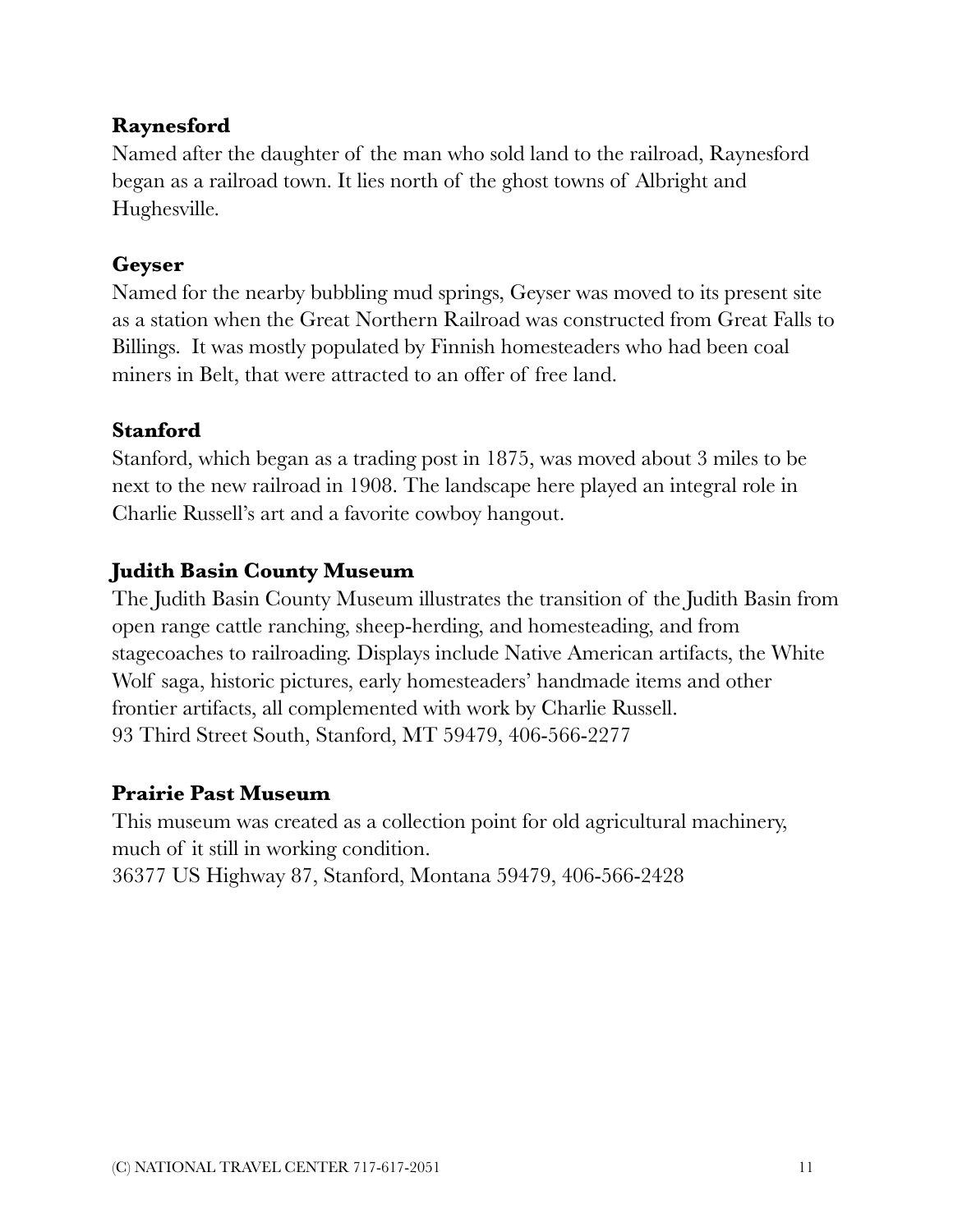### Raynesford

Named after the daughter of the man who sold land to the railroad, Raynesford began as a railroad town. It lies north of the ghost towns of Albright and Hughesville.

### Geyser

Named for the nearby bubbling mud springs, Geyser was moved to its present site as a station when the Great Northern Railroad was constructed from Great Falls to Billings. It was mostly populated by Finnish homesteaders who had been coal miners in Belt, that were attracted to an offer of free land.

### Stanford

Stanford, which began as a trading post in 1875, was moved about 3 miles to be next to the new railroad in 1908. The landscape here played an integral role in Charlie Russell's art and a favorite cowboy hangout.

### Judith Basin County Museum

The Judith Basin County Museum illustrates the transition of the Judith Basin from open range cattle ranching, sheep-herding, and homesteading, and from stagecoaches to railroading. Displays include Native American artifacts, the White Wolf saga, historic pictures, early homesteaders' handmade items and other frontier artifacts, all complemented with work by Charlie Russell.
93 Third Street South, Stanford, MT 59479, 406-566-2277

### Prairie Past Museum

This museum was created as a collection point for old agricultural machinery, much of it still in working condition.
36377 US Highway 87, Stanford, Montana 59479, 406-566-2428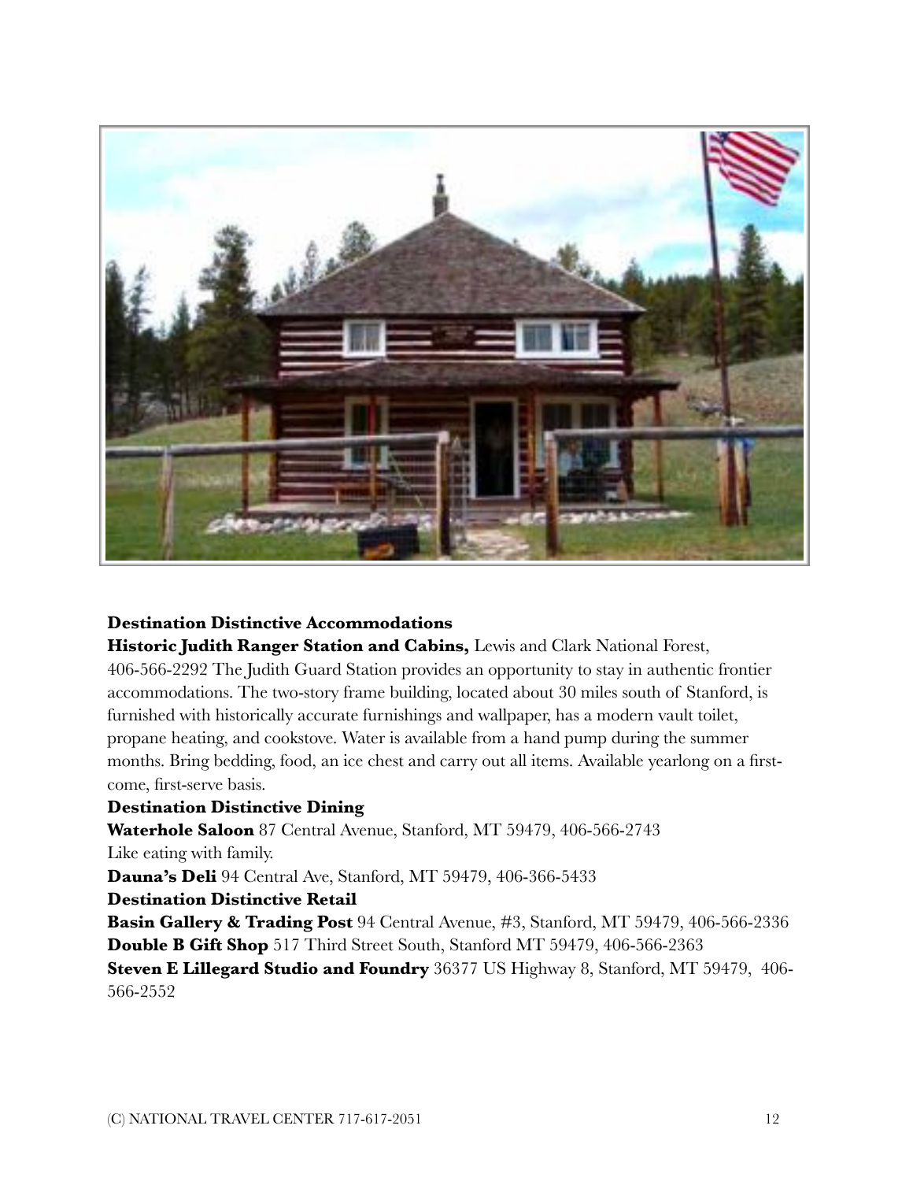**Destination Distinctive Accommodations**

**Historic Judith Ranger Station and Cabins,** Lewis and Clark National Forest, 406-566-2292 The Judith Guard Station provides an opportunity to stay in authentic frontier accommodations. The two-story frame building, located about 30 miles south of Stanford, is furnished with historically accurate furnishings and wallpaper, has a modern vault toilet, propane heating, and cookstove. Water is available from a hand pump during the summer months. Bring bedding, food, an ice chest and carry out all items. Available yearlong on a first-come, first-serve basis.

**Destination Distinctive Dining**

**Waterhole Saloon** 87 Central Avenue, Stanford, MT 59479, 406-566-2743
Like eating with family.

**Dauna's Deli** 94 Central Ave, Stanford, MT 59479, 406-366-5433

**Destination Distinctive Retail**

**Basin Gallery & Trading Post** 94 Central Avenue, #3, Stanford, MT 59479, 406-566-2336

**Double B Gift Shop** 517 Third Street South, Stanford MT 59479, 406-566-2363

**Steven E Lillegard Studio and Foundry** 36377 US Highway 8, Stanford, MT 59479, 406-566-2552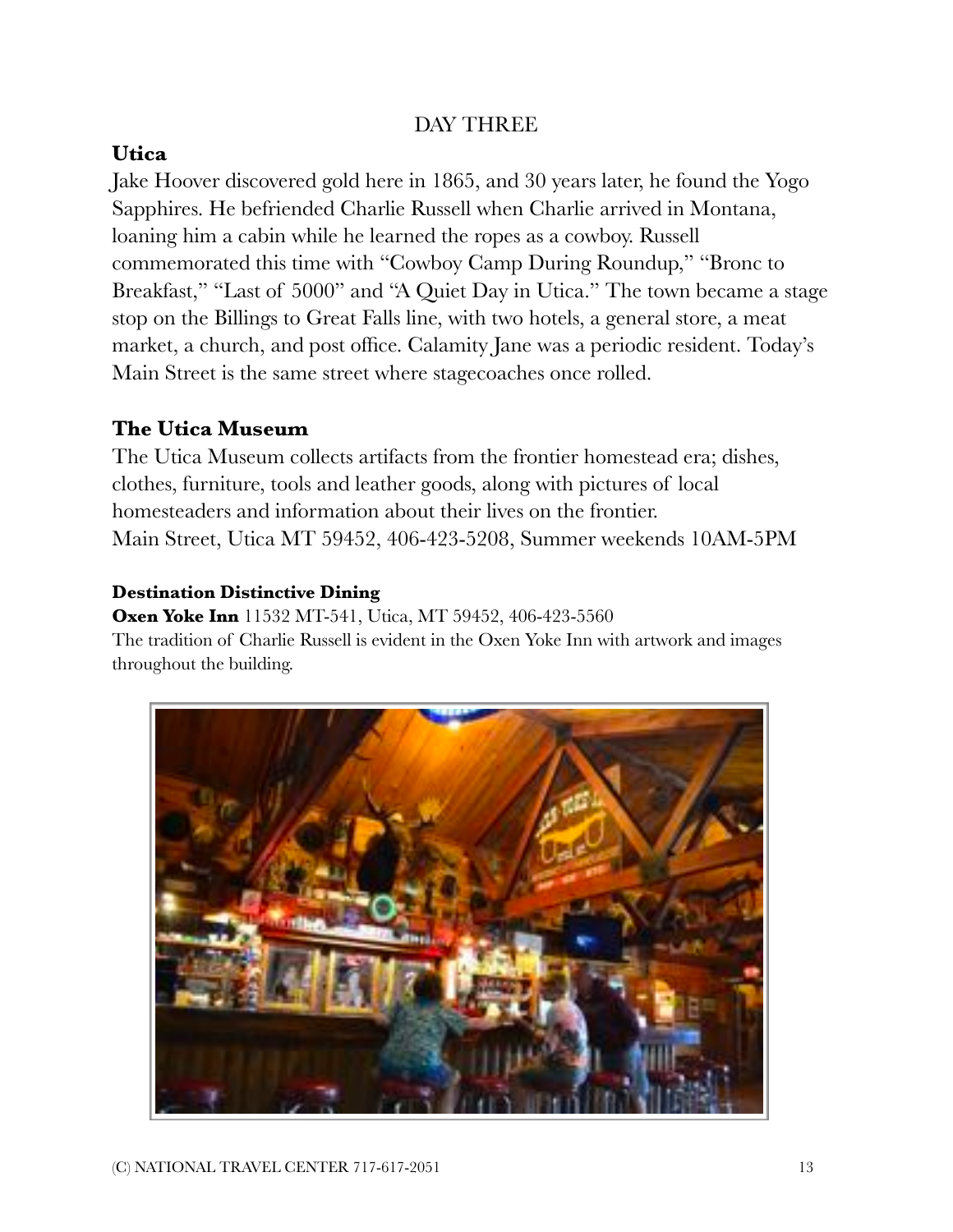## DAY THREE

### Utica

Jake Hoover discovered gold here in 1865, and 30 years later, he found the Yogo Sapphires. He befriended Charlie Russell when Charlie arrived in Montana, loaning him a cabin while he learned the ropes as a cowboy. Russell commemorated this time with "Cowboy Camp During Roundup," "Bronc to Breakfast," "Last of 5000" and "A Quiet Day in Utica." The town became a stage stop on the Billings to Great Falls line, with two hotels, a general store, a meat market, a church, and post office. Calamity Jane was a periodic resident. Today's Main Street is the same street where stagecoaches once rolled.

### The Utica Museum

The Utica Museum collects artifacts from the frontier homestead era; dishes, clothes, furniture, tools and leather goods, along with pictures of local homesteaders and information about their lives on the frontier.
Main Street, Utica MT 59452, 406-423-5208, Summer weekends 10AM-5PM

#### Destination Distinctive Dining

**Oxen Yoke Inn** 11532 MT-541, Utica, MT 59452, 406-423-5560
The tradition of Charlie Russell is evident in the Oxen Yoke Inn with artwork and images throughout the building.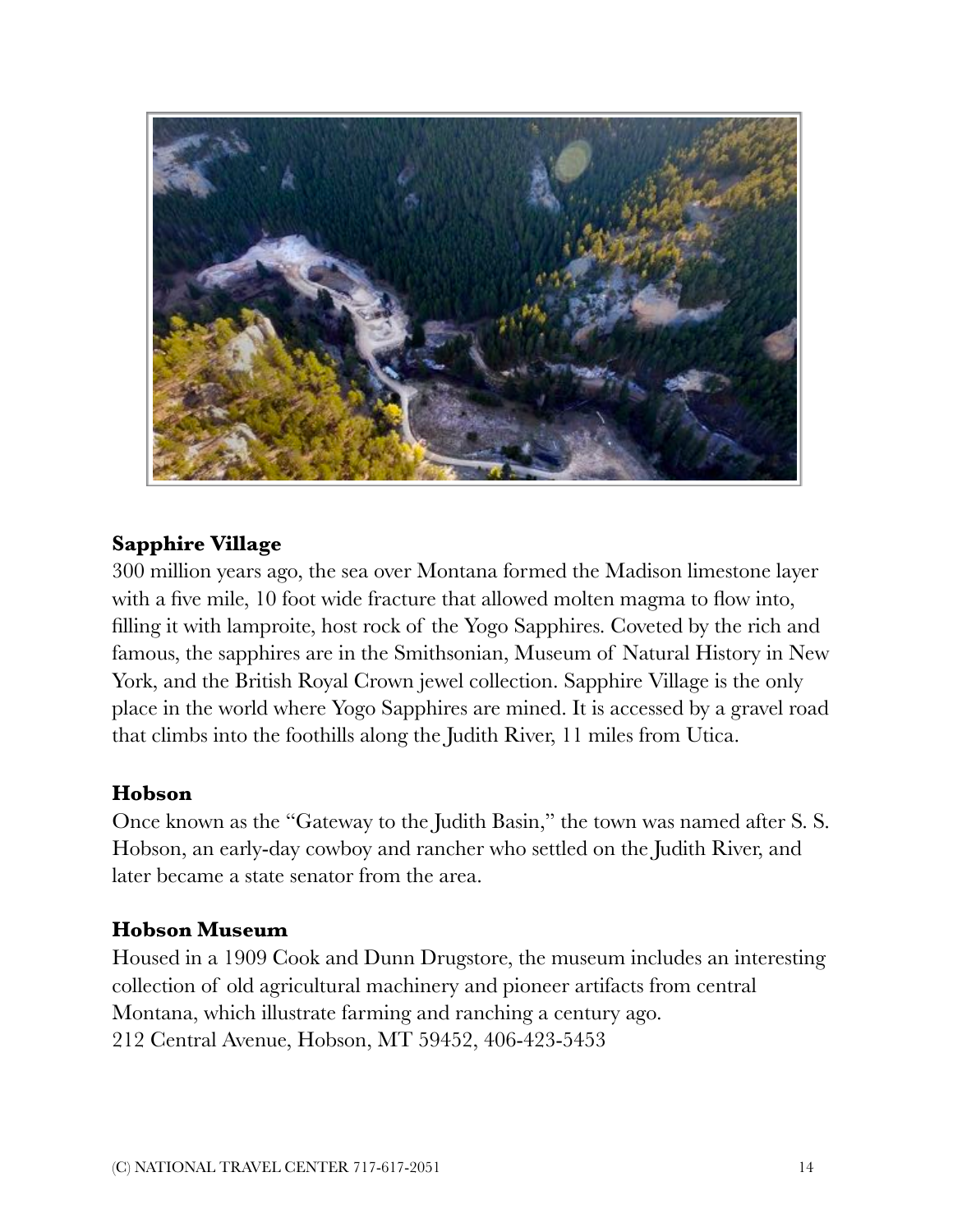## Sapphire Village

300 million years ago, the sea over Montana formed the Madison limestone layer with a five mile, 10 foot wide fracture that allowed molten magma to flow into, filling it with lamproite, host rock of the Yogo Sapphires. Coveted by the rich and famous, the sapphires are in the Smithsonian, Museum of Natural History in New York, and the British Royal Crown jewel collection. Sapphire Village is the only place in the world where Yogo Sapphires are mined. It is accessed by a gravel road that climbs into the foothills along the Judith River, 11 miles from Utica.

## Hobson

Once known as the "Gateway to the Judith Basin," the town was named after S. S. Hobson, an early-day cowboy and rancher who settled on the Judith River, and later became a state senator from the area.

## Hobson Museum

Housed in a 1909 Cook and Dunn Drugstore, the museum includes an interesting collection of old agricultural machinery and pioneer artifacts from central Montana, which illustrate farming and ranching a century ago.
212 Central Avenue, Hobson, MT 59452, 406-423-5453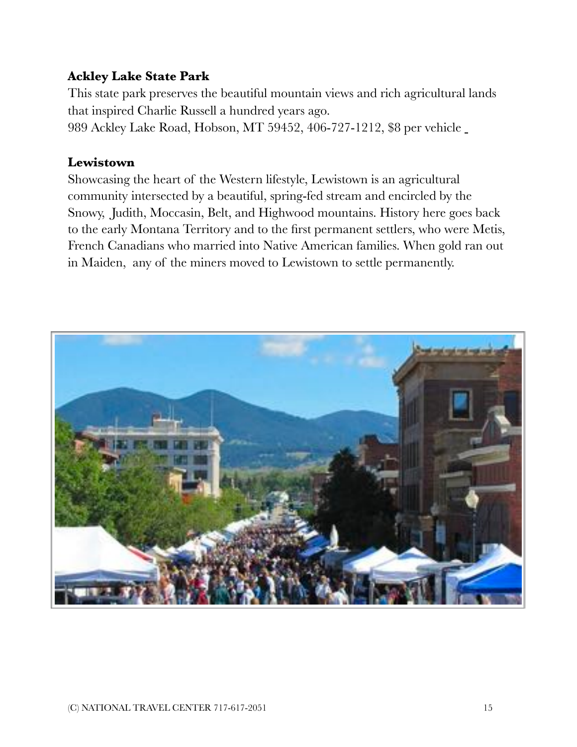**Ackley Lake State Park**

This state park preserves the beautiful mountain views and rich agricultural lands that inspired Charlie Russell a hundred years ago.
989 Ackley Lake Road, Hobson, MT 59452, 406-727-1212, $8 per vehicle

**Lewistown**

Showcasing the heart of the Western lifestyle, Lewistown is an agricultural community intersected by a beautiful, spring-fed stream and encircled by the Snowy, Judith, Moccasin, Belt, and Highwood mountains. History here goes back to the early Montana Territory and to the first permanent settlers, who were Metis, French Canadians who married into Native American families. When gold ran out in Maiden, any of the miners moved to Lewistown to settle permanently.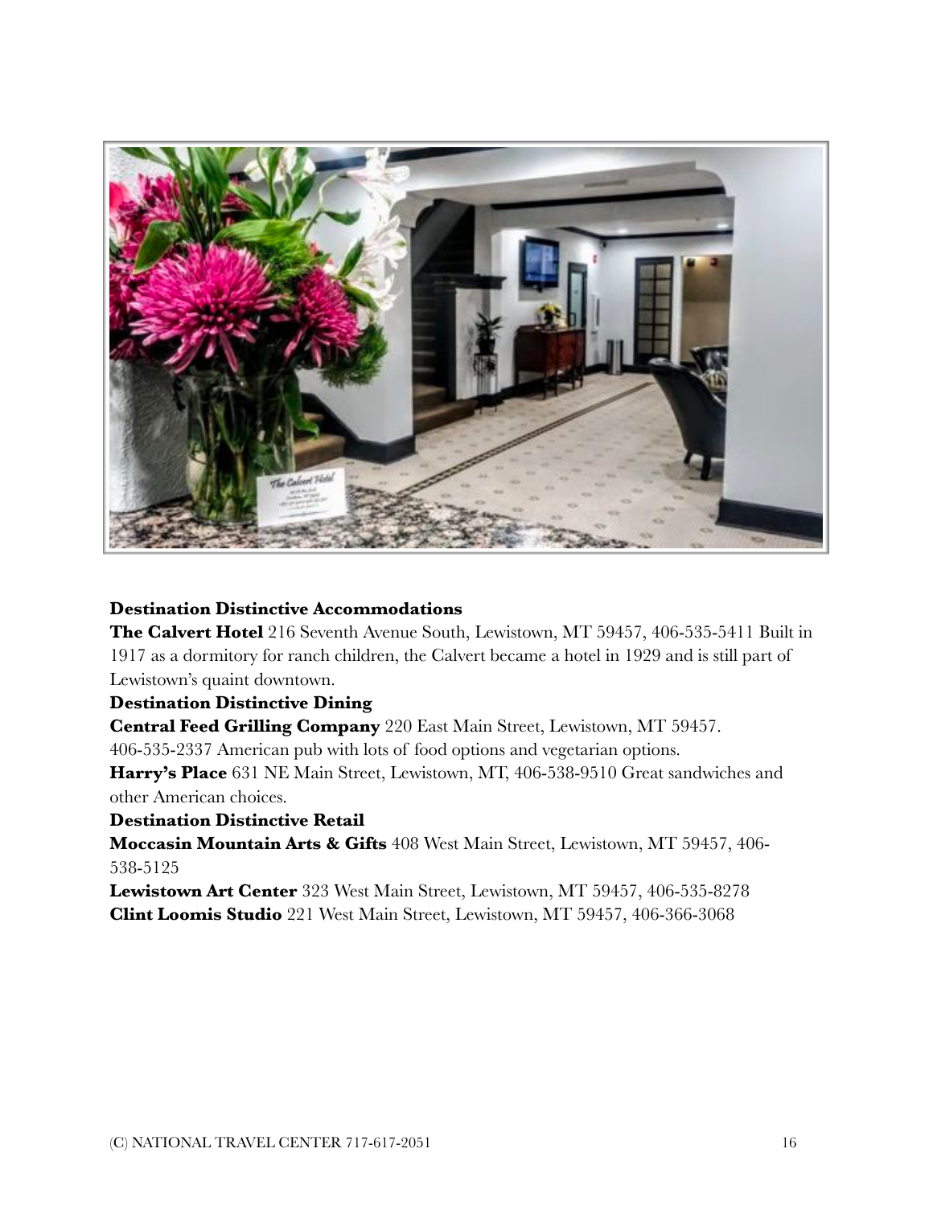**Destination Distinctive Accommodations**

**The Calvert Hotel** 216 Seventh Avenue South, Lewistown, MT 59457, 406-535-5411 Built in 1917 as a dormitory for ranch children, the Calvert became a hotel in 1929 and is still part of Lewistown's quaint downtown.

**Destination Distinctive Dining**

**Central Feed Grilling Company** 220 East Main Street, Lewistown, MT 59457. 406-535-2337 American pub with lots of food options and vegetarian options.

**Harry's Place** 631 NE Main Street, Lewistown, MT, 406-538-9510 Great sandwiches and other American choices.

**Destination Distinctive Retail**

**Moccasin Mountain Arts & Gifts** 408 West Main Street, Lewistown, MT 59457, 406-538-5125

**Lewistown Art Center** 323 West Main Street, Lewistown, MT 59457, 406-535-8278

**Clint Loomis Studio** 221 West Main Street, Lewistown, MT 59457, 406-366-3068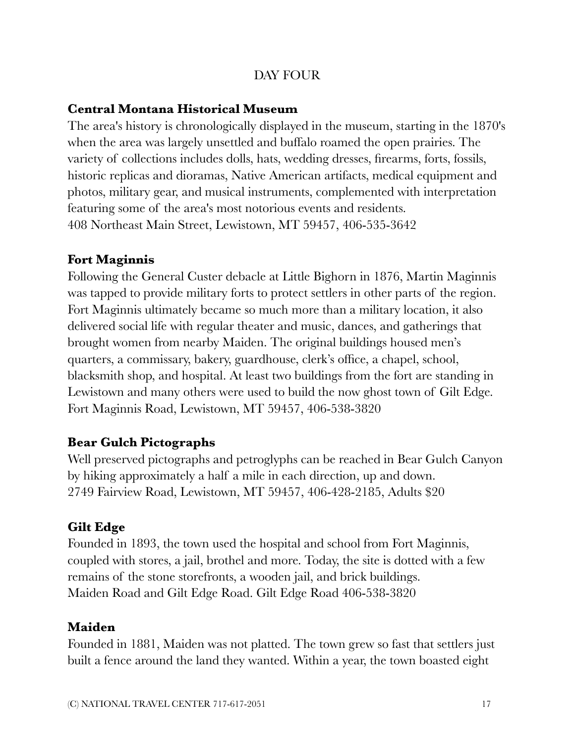## DAY FOUR

**Central Montana Historical Museum**

The area's history is chronologically displayed in the museum, starting in the 1870's when the area was largely unsettled and buffalo roamed the open prairies. The variety of collections includes dolls, hats, wedding dresses, firearms, forts, fossils, historic replicas and dioramas, Native American artifacts, medical equipment and photos, military gear, and musical instruments, complemented with interpretation featuring some of the area's most notorious events and residents.
408 Northeast Main Street, Lewistown, MT 59457, 406-535-3642

**Fort Maginnis**

Following the General Custer debacle at Little Bighorn in 1876, Martin Maginnis was tapped to provide military forts to protect settlers in other parts of the region. Fort Maginnis ultimately became so much more than a military location, it also delivered social life with regular theater and music, dances, and gatherings that brought women from nearby Maiden. The original buildings housed men's quarters, a commissary, bakery, guardhouse, clerk's office, a chapel, school, blacksmith shop, and hospital. At least two buildings from the fort are standing in Lewistown and many others were used to build the now ghost town of Gilt Edge.
Fort Maginnis Road, Lewistown, MT 59457, 406-538-3820

**Bear Gulch Pictographs**

Well preserved pictographs and petroglyphs can be reached in Bear Gulch Canyon by hiking approximately a half a mile in each direction, up and down.
2749 Fairview Road, Lewistown, MT 59457, 406-428-2185, Adults $20

**Gilt Edge**

Founded in 1893, the town used the hospital and school from Fort Maginnis, coupled with stores, a jail, brothel and more. Today, the site is dotted with a few remains of the stone storefronts, a wooden jail, and brick buildings.
Maiden Road and Gilt Edge Road. Gilt Edge Road 406-538-3820

**Maiden**

Founded in 1881, Maiden was not platted. The town grew so fast that settlers just built a fence around the land they wanted. Within a year, the town boasted eight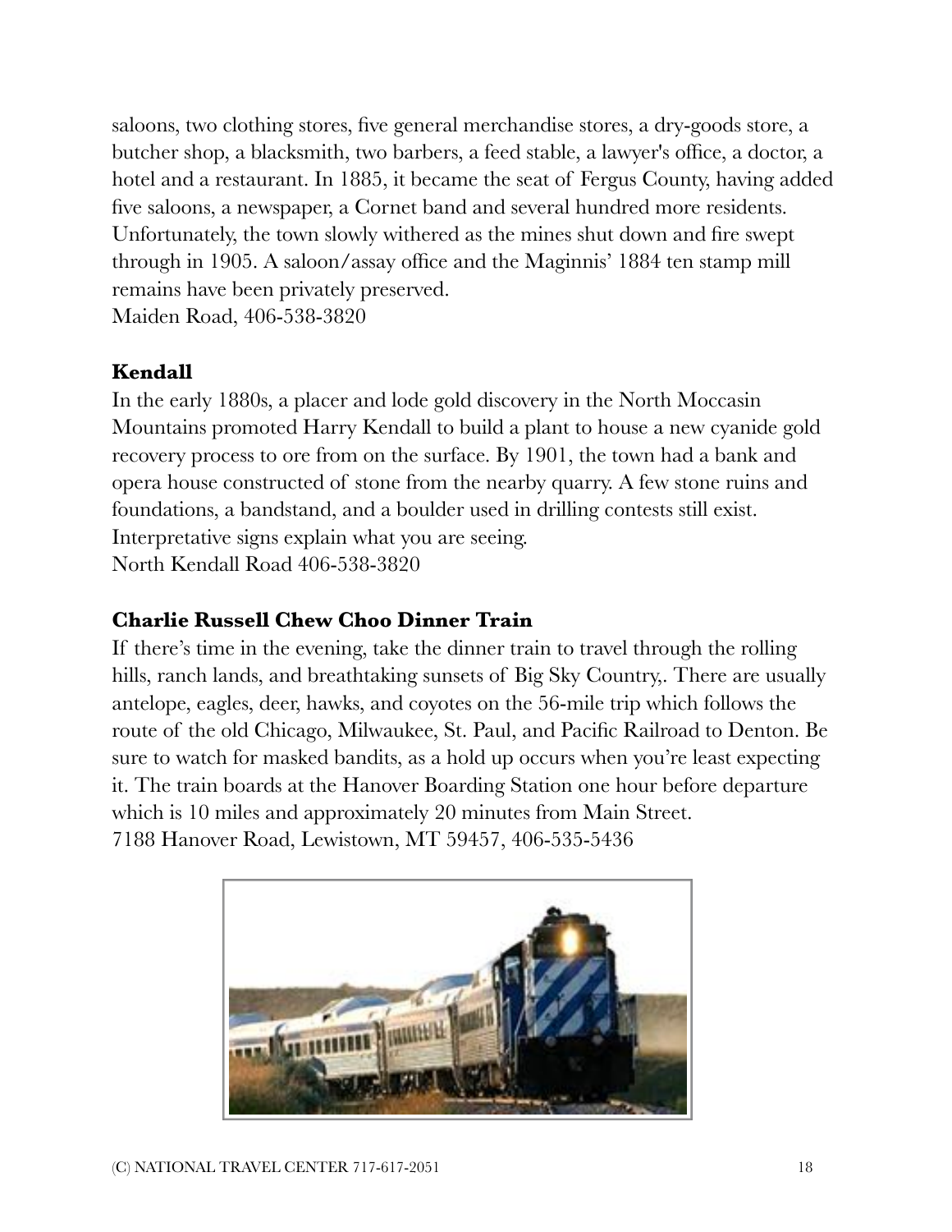saloons, two clothing stores, five general merchandise stores, a dry-goods store, a butcher shop, a blacksmith, two barbers, a feed stable, a lawyer's office, a doctor, a hotel and a restaurant. In 1885, it became the seat of Fergus County, having added five saloons, a newspaper, a Cornet band and several hundred more residents. Unfortunately, the town slowly withered as the mines shut down and fire swept through in 1905. A saloon/assay office and the Maginnis' 1884 ten stamp mill remains have been privately preserved.
Maiden Road, 406-538-3820

**Kendall**

In the early 1880s, a placer and lode gold discovery in the North Moccasin Mountains promoted Harry Kendall to build a plant to house a new cyanide gold recovery process to ore from on the surface. By 1901, the town had a bank and opera house constructed of stone from the nearby quarry. A few stone ruins and foundations, a bandstand, and a boulder used in drilling contests still exist. Interpretative signs explain what you are seeing.
North Kendall Road 406-538-3820

**Charlie Russell Chew Choo Dinner Train**

If there's time in the evening, take the dinner train to travel through the rolling hills, ranch lands, and breathtaking sunsets of Big Sky Country,. There are usually antelope, eagles, deer, hawks, and coyotes on the 56-mile trip which follows the route of the old Chicago, Milwaukee, St. Paul, and Pacific Railroad to Denton. Be sure to watch for masked bandits, as a hold up occurs when you're least expecting it. The train boards at the Hanover Boarding Station one hour before departure which is 10 miles and approximately 20 minutes from Main Street.
7188 Hanover Road, Lewistown, MT 59457, 406-535-5436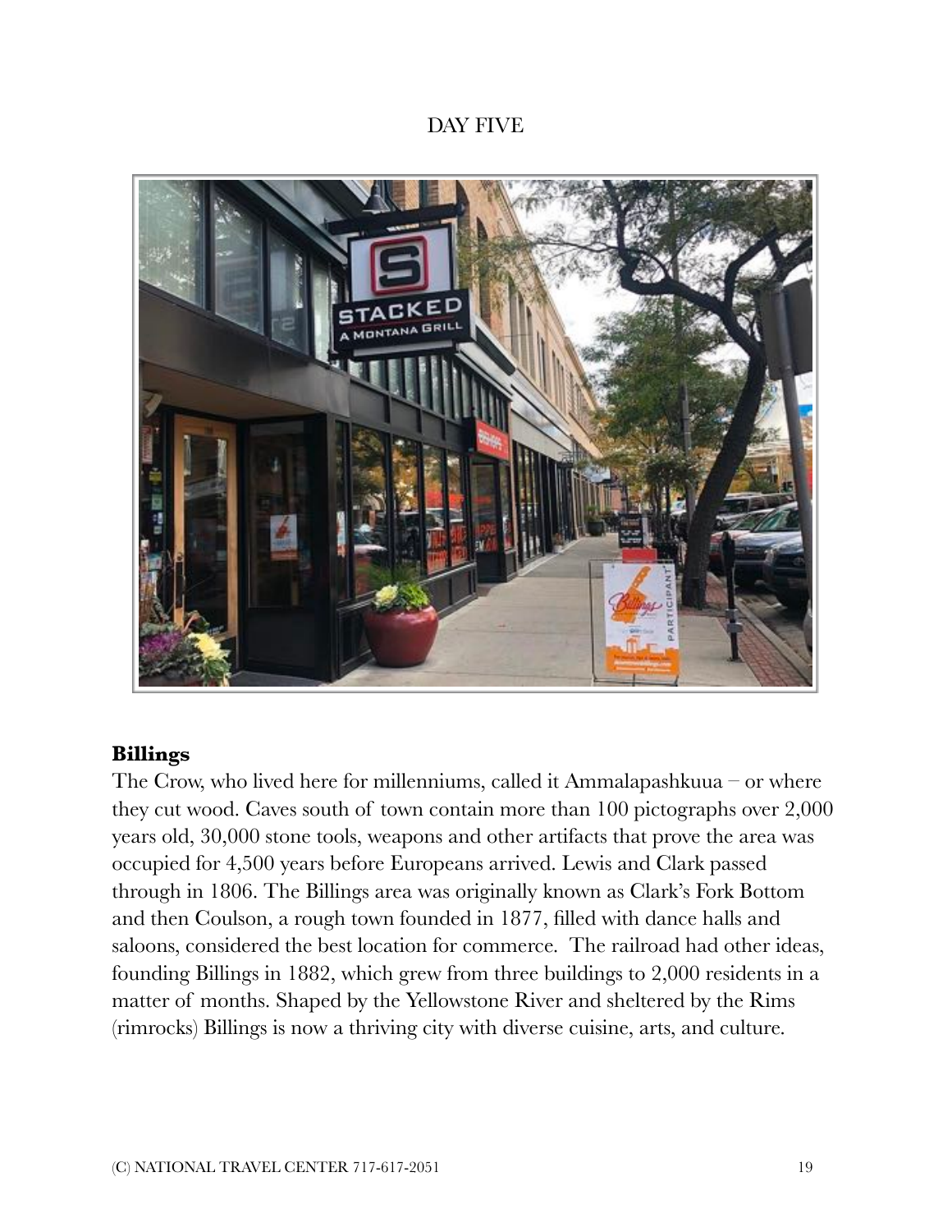DAY FIVE

## Billings

The Crow, who lived here for millenniums, called it Ammalapashkuua – or where they cut wood. Caves south of town contain more than 100 pictographs over 2,000 years old, 30,000 stone tools, weapons and other artifacts that prove the area was occupied for 4,500 years before Europeans arrived. Lewis and Clark passed through in 1806. The Billings area was originally known as Clark's Fork Bottom and then Coulson, a rough town founded in 1877, filled with dance halls and saloons, considered the best location for commerce. The railroad had other ideas, founding Billings in 1882, which grew from three buildings to 2,000 residents in a matter of months. Shaped by the Yellowstone River and sheltered by the Rims (rimrocks) Billings is now a thriving city with diverse cuisine, arts, and culture.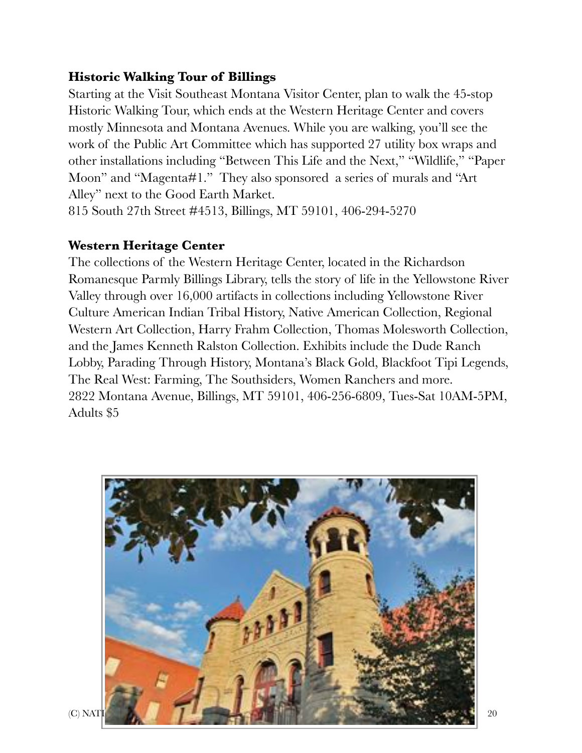### **Historic Walking Tour of Billings**

Starting at the Visit Southeast Montana Visitor Center, plan to walk the 45-stop Historic Walking Tour, which ends at the Western Heritage Center and covers mostly Minnesota and Montana Avenues. While you are walking, you'll see the work of the Public Art Committee which has supported 27 utility box wraps and other installations including "Between This Life and the Next," "Wildlife," "Paper Moon" and "Magenta#1." They also sponsored a series of murals and "Art Alley" next to the Good Earth Market.

815 South 27th Street #4513, Billings, MT 59101, 406-294-5270

### **Western Heritage Center**

The collections of the Western Heritage Center, located in the Richardson Romanesque Parmly Billings Library, tells the story of life in the Yellowstone River Valley through over 16,000 artifacts in collections including Yellowstone River Culture American Indian Tribal History, Native American Collection, Regional Western Art Collection, Harry Frahm Collection, Thomas Molesworth Collection, and the James Kenneth Ralston Collection. Exhibits include the Dude Ranch Lobby, Parading Through History, Montana's Black Gold, Blackfoot Tipi Legends, The Real West: Farming, The Southsiders, Women Ranchers and more.

2822 Montana Avenue, Billings, MT 59101, 406-256-6809, Tues-Sat 10AM-5PM, Adults $5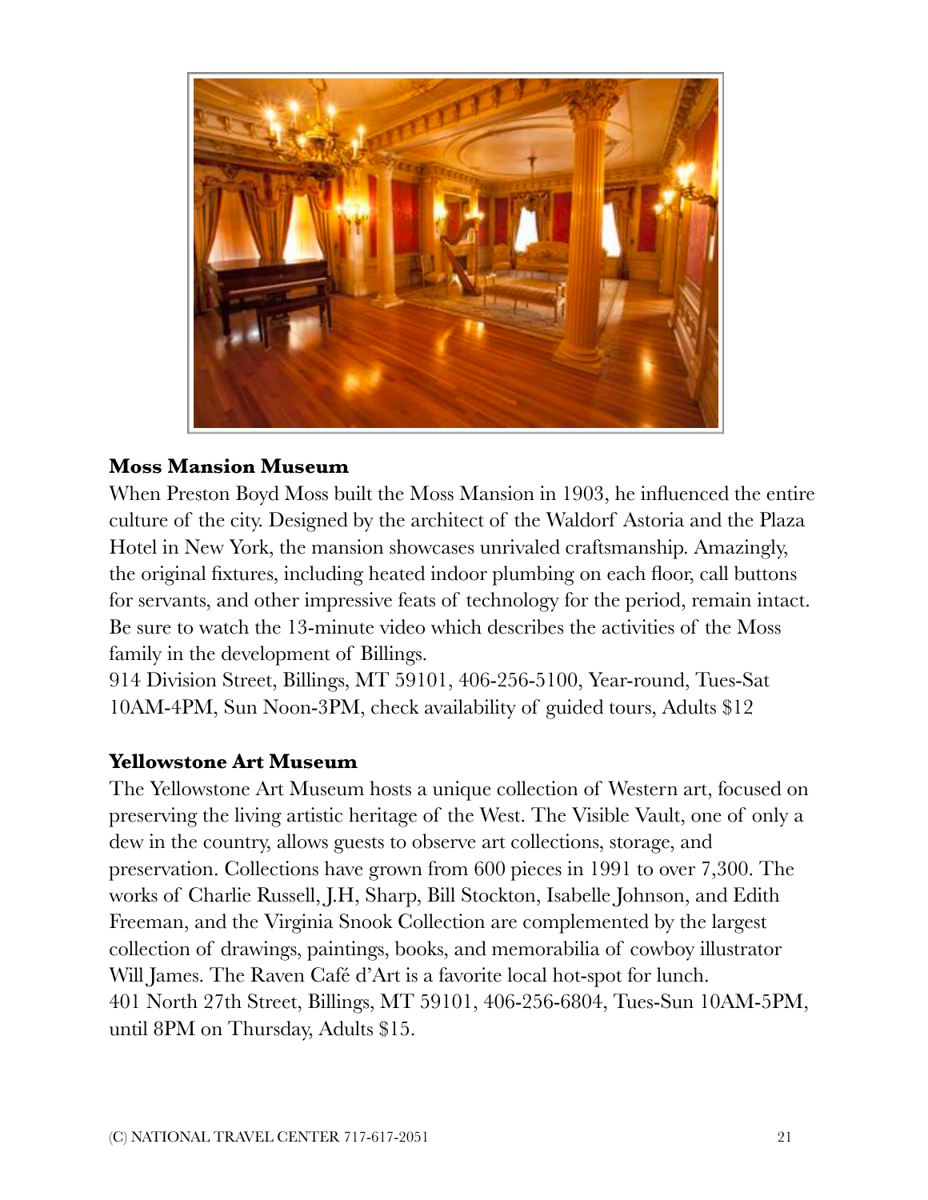**Moss Mansion Museum**

When Preston Boyd Moss built the Moss Mansion in 1903, he influenced the entire culture of the city. Designed by the architect of the Waldorf Astoria and the Plaza Hotel in New York, the mansion showcases unrivaled craftsmanship. Amazingly, the original fixtures, including heated indoor plumbing on each floor, call buttons for servants, and other impressive feats of technology for the period, remain intact. Be sure to watch the 13-minute video which describes the activities of the Moss family in the development of Billings.

914 Division Street, Billings, MT 59101, 406-256-5100, Year-round, Tues-Sat 10AM-4PM, Sun Noon-3PM, check availability of guided tours, Adults $12

**Yellowstone Art Museum**

The Yellowstone Art Museum hosts a unique collection of Western art, focused on preserving the living artistic heritage of the West. The Visible Vault, one of only a dew in the country, allows guests to observe art collections, storage, and preservation. Collections have grown from 600 pieces in 1991 to over 7,300. The works of Charlie Russell, J.H, Sharp, Bill Stockton, Isabelle Johnson, and Edith Freeman, and the Virginia Snook Collection are complemented by the largest collection of drawings, paintings, books, and memorabilia of cowboy illustrator Will James. The Raven Café d'Art is a favorite local hot-spot for lunch.

401 North 27th Street, Billings, MT 59101, 406-256-6804, Tues-Sun 10AM-5PM, until 8PM on Thursday, Adults $15.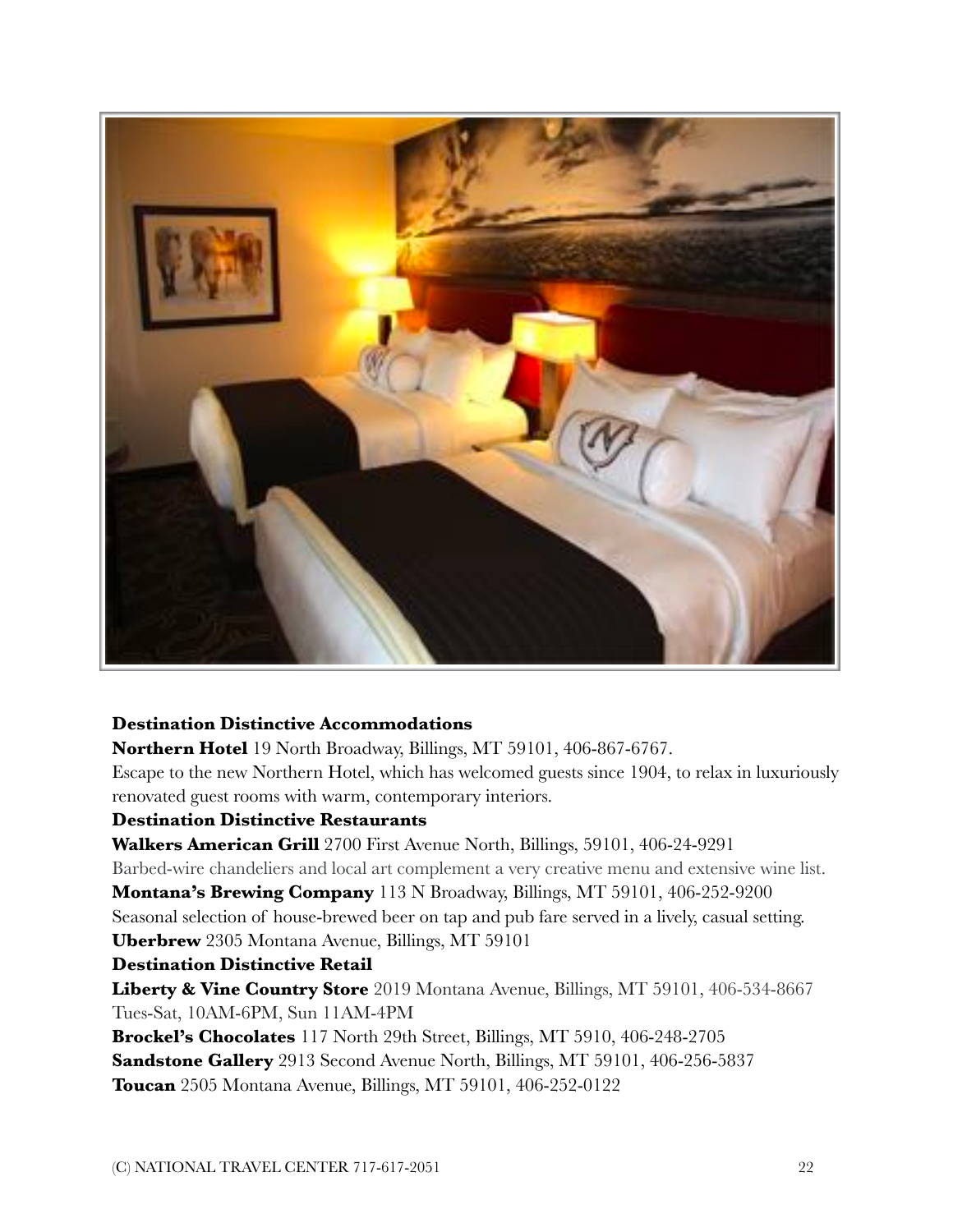**Destination Distinctive Accommodations**

**Northern Hotel** 19 North Broadway, Billings, MT 59101, 406-867-6767.

Escape to the new Northern Hotel, which has welcomed guests since 1904, to relax in luxuriously renovated guest rooms with warm, contemporary interiors.

**Destination Distinctive Restaurants**

**Walkers American Grill** 2700 First Avenue North, Billings, 59101, 406-24-9291

Barbed-wire chandeliers and local art complement a very creative menu and extensive wine list.

**Montana's Brewing Company** 113 N Broadway, Billings, MT 59101, 406-252-9200

Seasonal selection of house-brewed beer on tap and pub fare served in a lively, casual setting.

**Uberbrew** 2305 Montana Avenue, Billings, MT 59101

**Destination Distinctive Retail**

**Liberty & Vine Country Store** 2019 Montana Avenue, Billings, MT 59101, 406-534-8667 Tues-Sat, 10AM-6PM, Sun 11AM-4PM

**Brockel's Chocolates** 117 North 29th Street, Billings, MT 5910, 406-248-2705

**Sandstone Gallery** 2913 Second Avenue North, Billings, MT 59101, 406-256-5837

**Toucan** 2505 Montana Avenue, Billings, MT 59101, 406-252-0122